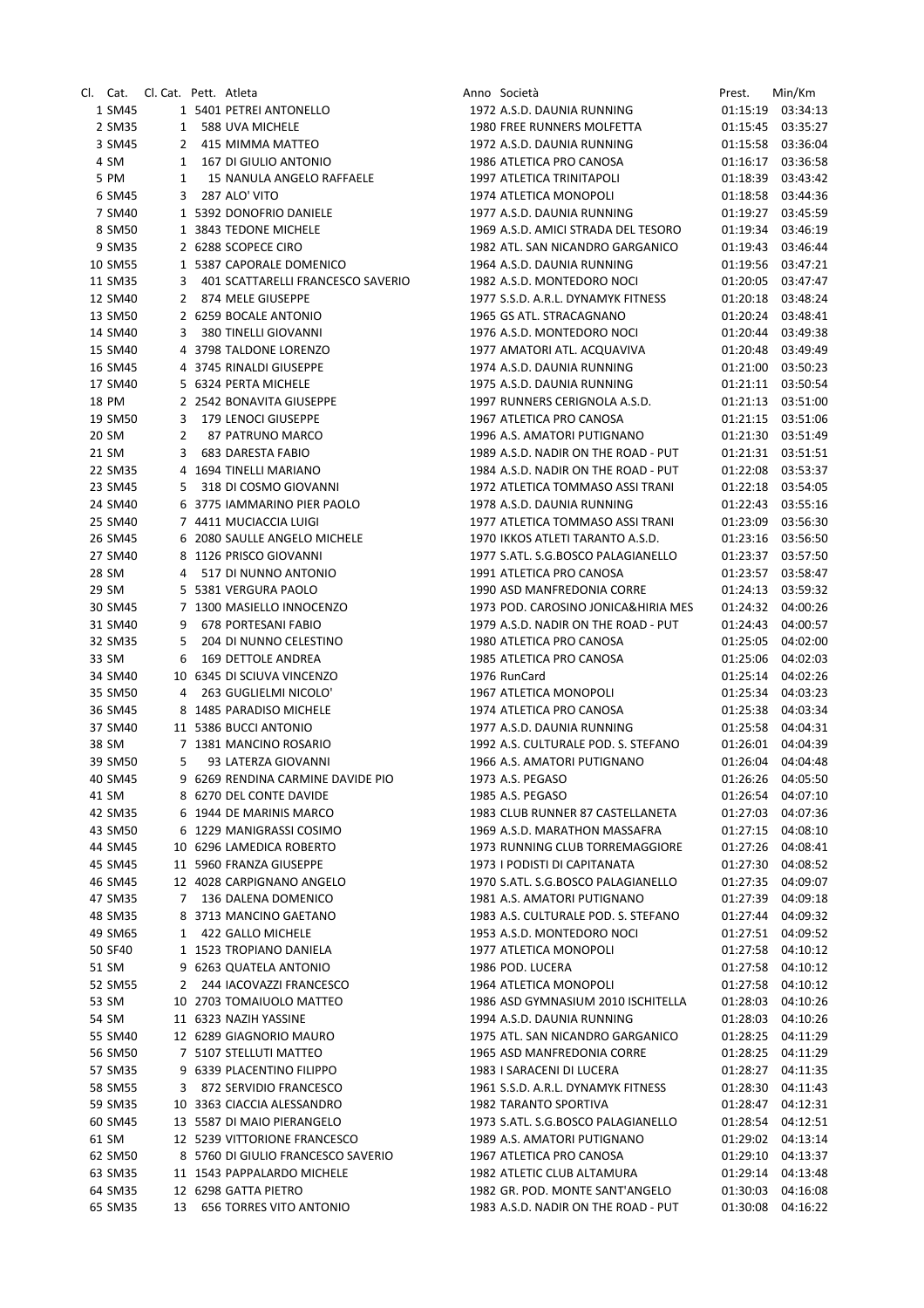| Cl. | Cat. | Cl. Cat. | Pett. | Atleta | Anno | Società | Prest. | Min/Km |
|---|---|---|---|---|---|---|---|---|
| 1 | SM45 | 1 | 5401 | PETREI ANTONELLO | 1972 | A.S.D. DAUNIA RUNNING | 01:15:19 | 03:34:13 |
| 2 | SM35 | 1 | 588 | UVA MICHELE | 1980 | FREE RUNNERS MOLFETTA | 01:15:45 | 03:35:27 |
| 3 | SM45 | 2 | 415 | MIMMA MATTEO | 1972 | A.S.D. DAUNIA RUNNING | 01:15:58 | 03:36:04 |
| 4 | SM | 1 | 167 | DI GIULIO ANTONIO | 1986 | ATLETICA PRO CANOSA | 01:16:17 | 03:36:58 |
| 5 | PM | 1 | 15 | NANULA ANGELO RAFFAELE | 1997 | ATLETICA TRINITAPOLI | 01:18:39 | 03:43:42 |
| 6 | SM45 | 3 | 287 | ALO' VITO | 1974 | ATLETICA MONOPOLI | 01:18:58 | 03:44:36 |
| 7 | SM40 | 1 | 5392 | DONOFRIO DANIELE | 1977 | A.S.D. DAUNIA RUNNING | 01:19:27 | 03:45:59 |
| 8 | SM50 | 1 | 3843 | TEDONE MICHELE | 1969 | A.S.D. AMICI STRADA DEL TESORO | 01:19:34 | 03:46:19 |
| 9 | SM35 | 2 | 6288 | SCOPECE CIRO | 1982 | ATL. SAN NICANDRO GARGANICO | 01:19:43 | 03:46:44 |
| 10 | SM55 | 1 | 5387 | CAPORALE DOMENICO | 1964 | A.S.D. DAUNIA RUNNING | 01:19:56 | 03:47:21 |
| 11 | SM35 | 3 | 401 | SCATTARELLI FRANCESCO SAVERIO | 1982 | A.S.D. MONTEDORO NOCI | 01:20:05 | 03:47:47 |
| 12 | SM40 | 2 | 874 | MELE GIUSEPPE | 1977 | S.S.D. A.R.L. DYNAMYK FITNESS | 01:20:18 | 03:48:24 |
| 13 | SM50 | 2 | 6259 | BOCALE ANTONIO | 1965 | GS ATL. STRACAGNANO | 01:20:24 | 03:48:41 |
| 14 | SM40 | 3 | 380 | TINELLI GIOVANNI | 1976 | A.S.D. MONTEDORO NOCI | 01:20:44 | 03:49:38 |
| 15 | SM40 | 4 | 3798 | TALDONE LORENZO | 1977 | AMATORI ATL. ACQUAVIVA | 01:20:48 | 03:49:49 |
| 16 | SM45 | 4 | 3745 | RINALDI GIUSEPPE | 1974 | A.S.D. DAUNIA RUNNING | 01:21:00 | 03:50:23 |
| 17 | SM40 | 5 | 6324 | PERTA MICHELE | 1975 | A.S.D. DAUNIA RUNNING | 01:21:11 | 03:50:54 |
| 18 | PM | 2 | 2542 | BONAVITA GIUSEPPE | 1997 | RUNNERS CERIGNOLA A.S.D. | 01:21:13 | 03:51:00 |
| 19 | SM50 | 3 | 179 | LENOCI GIUSEPPE | 1967 | ATLETICA PRO CANOSA | 01:21:15 | 03:51:06 |
| 20 | SM | 2 | 87 | PATRUNO MARCO | 1996 | A.S. AMATORI PUTIGNANO | 01:21:30 | 03:51:49 |
| 21 | SM | 3 | 683 | DARESTA FABIO | 1989 | A.S.D. NADIR ON THE ROAD - PUT | 01:21:31 | 03:51:51 |
| 22 | SM35 | 4 | 1694 | TINELLI MARIANO | 1984 | A.S.D. NADIR ON THE ROAD - PUT | 01:22:08 | 03:53:37 |
| 23 | SM45 | 5 | 318 | DI COSMO GIOVANNI | 1972 | ATLETICA TOMMASO ASSI TRANI | 01:22:18 | 03:54:05 |
| 24 | SM40 | 6 | 3775 | IAMMARINO PIER PAOLO | 1978 | A.S.D. DAUNIA RUNNING | 01:22:43 | 03:55:16 |
| 25 | SM40 | 7 | 4411 | MUCIACCIA LUIGI | 1977 | ATLETICA TOMMASO ASSI TRANI | 01:23:09 | 03:56:30 |
| 26 | SM45 | 6 | 2080 | SAULLE ANGELO MICHELE | 1970 | IKKOS ATLETI TARANTO A.S.D. | 01:23:16 | 03:56:50 |
| 27 | SM40 | 8 | 1126 | PRISCO GIOVANNI | 1977 | S.ATL. S.G.BOSCO PALAGIANELLO | 01:23:37 | 03:57:50 |
| 28 | SM | 4 | 517 | DI NUNNO ANTONIO | 1991 | ATLETICA PRO CANOSA | 01:23:57 | 03:58:47 |
| 29 | SM | 5 | 5381 | VERGURA PAOLO | 1990 | ASD MANFREDONIA CORRE | 01:24:13 | 03:59:32 |
| 30 | SM45 | 7 | 1300 | MASIELLO INNOCENZO | 1973 | POD. CAROSINO JONICA&HIRIA MES | 01:24:32 | 04:00:26 |
| 31 | SM40 | 9 | 678 | PORTESANI FABIO | 1979 | A.S.D. NADIR ON THE ROAD - PUT | 01:24:43 | 04:00:57 |
| 32 | SM35 | 5 | 204 | DI NUNNO CELESTINO | 1980 | ATLETICA PRO CANOSA | 01:25:05 | 04:02:00 |
| 33 | SM | 6 | 169 | DETTOLE ANDREA | 1985 | ATLETICA PRO CANOSA | 01:25:06 | 04:02:03 |
| 34 | SM40 | 10 | 6345 | DI SCIUVA VINCENZO | 1976 | RunCard | 01:25:14 | 04:02:26 |
| 35 | SM50 | 4 | 263 | GUGLIELMI NICOLO' | 1967 | ATLETICA MONOPOLI | 01:25:34 | 04:03:23 |
| 36 | SM45 | 8 | 1485 | PARADISO MICHELE | 1974 | ATLETICA PRO CANOSA | 01:25:38 | 04:03:34 |
| 37 | SM40 | 11 | 5386 | BUCCI ANTONIO | 1977 | A.S.D. DAUNIA RUNNING | 01:25:58 | 04:04:31 |
| 38 | SM | 7 | 1381 | MANCINO ROSARIO | 1992 | A.S. CULTURALE POD. S. STEFANO | 01:26:01 | 04:04:39 |
| 39 | SM50 | 5 | 93 | LATERZA GIOVANNI | 1966 | A.S. AMATORI PUTIGNANO | 01:26:04 | 04:04:48 |
| 40 | SM45 | 9 | 6269 | RENDINA CARMINE DAVIDE PIO | 1973 | A.S. PEGASO | 01:26:26 | 04:05:50 |
| 41 | SM | 8 | 6270 | DEL CONTE DAVIDE | 1985 | A.S. PEGASO | 01:26:54 | 04:07:10 |
| 42 | SM35 | 6 | 1944 | DE MARINIS MARCO | 1983 | CLUB RUNNER 87 CASTELLANETA | 01:27:03 | 04:07:36 |
| 43 | SM50 | 6 | 1229 | MANIGRASSI COSIMO | 1969 | A.S.D. MARATHON MASSAFRA | 01:27:15 | 04:08:10 |
| 44 | SM45 | 10 | 6296 | LAMEDICA ROBERTO | 1973 | RUNNING CLUB TORREMAGGIORE | 01:27:26 | 04:08:41 |
| 45 | SM45 | 11 | 5960 | FRANZA GIUSEPPE | 1973 | I PODISTI DI CAPITANATA | 01:27:30 | 04:08:52 |
| 46 | SM45 | 12 | 4028 | CARPIGNANO ANGELO | 1970 | S.ATL. S.G.BOSCO PALAGIANELLO | 01:27:35 | 04:09:07 |
| 47 | SM35 | 7 | 136 | DALENA DOMENICO | 1981 | A.S. AMATORI PUTIGNANO | 01:27:39 | 04:09:18 |
| 48 | SM35 | 8 | 3713 | MANCINO GAETANO | 1983 | A.S. CULTURALE POD. S. STEFANO | 01:27:44 | 04:09:32 |
| 49 | SM65 | 1 | 422 | GALLO MICHELE | 1953 | A.S.D. MONTEDORO NOCI | 01:27:51 | 04:09:52 |
| 50 | SF40 | 1 | 1523 | TROPIANO DANIELA | 1977 | ATLETICA MONOPOLI | 01:27:58 | 04:10:12 |
| 51 | SM | 9 | 6263 | QUATELA ANTONIO | 1986 | POD. LUCERA | 01:27:58 | 04:10:12 |
| 52 | SM55 | 2 | 244 | IACOVAZZI FRANCESCO | 1964 | ATLETICA MONOPOLI | 01:27:58 | 04:10:12 |
| 53 | SM | 10 | 2703 | TOMAIUOLO MATTEO | 1986 | ASD GYMNASIUM 2010 ISCHITELLA | 01:28:03 | 04:10:26 |
| 54 | SM | 11 | 6323 | NAZIH YASSINE | 1994 | A.S.D. DAUNIA RUNNING | 01:28:03 | 04:10:26 |
| 55 | SM40 | 12 | 6289 | GIAGNORIO MAURO | 1975 | ATL. SAN NICANDRO GARGANICO | 01:28:25 | 04:11:29 |
| 56 | SM50 | 7 | 5107 | STELLUTI MATTEO | 1965 | ASD MANFREDONIA CORRE | 01:28:25 | 04:11:29 |
| 57 | SM35 | 9 | 6339 | PLACENTINO FILIPPO | 1983 | I SARACENI DI LUCERA | 01:28:27 | 04:11:35 |
| 58 | SM55 | 3 | 872 | SERVIDIO FRANCESCO | 1961 | S.S.D. A.R.L. DYNAMYK FITNESS | 01:28:30 | 04:11:43 |
| 59 | SM35 | 10 | 3363 | CIACCIA ALESSANDRO | 1982 | TARANTO SPORTIVA | 01:28:47 | 04:12:31 |
| 60 | SM45 | 13 | 5587 | DI MAIO PIERANGELO | 1973 | S.ATL. S.G.BOSCO PALAGIANELLO | 01:28:54 | 04:12:51 |
| 61 | SM | 12 | 5239 | VITTORIONE FRANCESCO | 1989 | A.S. AMATORI PUTIGNANO | 01:29:02 | 04:13:14 |
| 62 | SM50 | 8 | 5760 | DI GIULIO FRANCESCO SAVERIO | 1967 | ATLETICA PRO CANOSA | 01:29:10 | 04:13:37 |
| 63 | SM35 | 11 | 1543 | PAPPALARDO MICHELE | 1982 | ATLETIC CLUB ALTAMURA | 01:29:14 | 04:13:48 |
| 64 | SM35 | 12 | 6298 | GATTA PIETRO | 1982 | GR. POD. MONTE SANT'ANGELO | 01:30:03 | 04:16:08 |
| 65 | SM35 | 13 | 656 | TORRES VITO ANTONIO | 1983 | A.S.D. NADIR ON THE ROAD - PUT | 01:30:08 | 04:16:22 |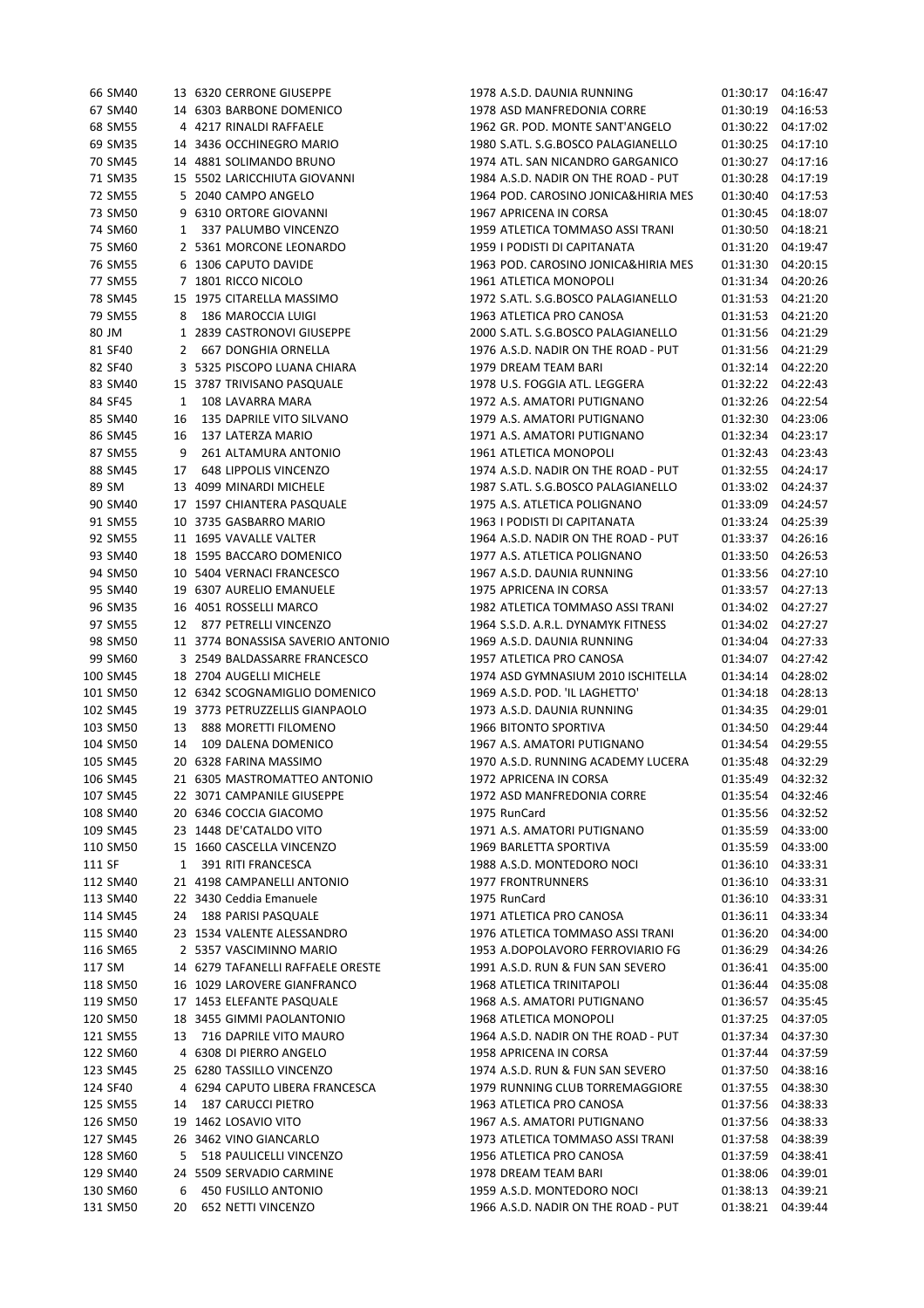| | | | | | | | | |
|---|---|---|---|---|---|---|---|---|
| 66 | SM40 | 13 | 6320 | CERRONE GIUSEPPE | 1978 | A.S.D. DAUNIA RUNNING | 01:30:17 | 04:16:47 |
| 67 | SM40 | 14 | 6303 | BARBONE DOMENICO | 1978 | ASD MANFREDONIA CORRE | 01:30:19 | 04:16:53 |
| 68 | SM55 | 4 | 4217 | RINALDI RAFFAELE | 1962 | GR. POD. MONTE SANT'ANGELO | 01:30:22 | 04:17:02 |
| 69 | SM35 | 14 | 3436 | OCCHINEGRO MARIO | 1980 | S.ATL. S.G.BOSCO PALAGIANELLO | 01:30:25 | 04:17:10 |
| 70 | SM45 | 14 | 4881 | SOLIMANDO BRUNO | 1974 | ATL. SAN NICANDRO GARGANICO | 01:30:27 | 04:17:16 |
| 71 | SM35 | 15 | 5502 | LARICCHIUTA GIOVANNI | 1984 | A.S.D. NADIR ON THE ROAD - PUT | 01:30:28 | 04:17:19 |
| 72 | SM55 | 5 | 2040 | CAMPO ANGELO | 1964 | POD. CAROSINO JONICA&HIRIA MES | 01:30:40 | 04:17:53 |
| 73 | SM50 | 9 | 6310 | ORTORE GIOVANNI | 1967 | APRICENA IN CORSA | 01:30:45 | 04:18:07 |
| 74 | SM60 | 1 | 337 | PALUMBO VINCENZO | 1959 | ATLETICA TOMMASO ASSI TRANI | 01:30:50 | 04:18:21 |
| 75 | SM60 | 2 | 5361 | MORCONE LEONARDO | 1959 | I PODISTI DI CAPITANATA | 01:31:20 | 04:19:47 |
| 76 | SM55 | 6 | 1306 | CAPUTO DAVIDE | 1963 | POD. CAROSINO JONICA&HIRIA MES | 01:31:30 | 04:20:15 |
| 77 | SM55 | 7 | 1801 | RICCO NICOLO | 1961 | ATLETICA MONOPOLI | 01:31:34 | 04:20:26 |
| 78 | SM45 | 15 | 1975 | CITARELLA MASSIMO | 1972 | S.ATL. S.G.BOSCO PALAGIANELLO | 01:31:53 | 04:21:20 |
| 79 | SM55 | 8 | 186 | MAROCCIA LUIGI | 1963 | ATLETICA PRO CANOSA | 01:31:53 | 04:21:20 |
| 80 | JM | 1 | 2839 | CASTRONOVI GIUSEPPE | 2000 | S.ATL. S.G.BOSCO PALAGIANELLO | 01:31:56 | 04:21:29 |
| 81 | SF40 | 2 | 667 | DONGHIA ORNELLA | 1976 | A.S.D. NADIR ON THE ROAD - PUT | 01:31:56 | 04:21:29 |
| 82 | SF40 | 3 | 5325 | PISCOPO LUANA CHIARA | 1979 | DREAM TEAM BARI | 01:32:14 | 04:22:20 |
| 83 | SM40 | 15 | 3787 | TRIVISANO PASQUALE | 1978 | U.S. FOGGIA ATL. LEGGERA | 01:32:22 | 04:22:43 |
| 84 | SF45 | 1 | 108 | LAVARRA MARA | 1972 | A.S. AMATORI PUTIGNANO | 01:32:26 | 04:22:54 |
| 85 | SM40 | 16 | 135 | DAPRILE VITO SILVANO | 1979 | A.S. AMATORI PUTIGNANO | 01:32:30 | 04:23:06 |
| 86 | SM45 | 16 | 137 | LATERZA MARIO | 1971 | A.S. AMATORI PUTIGNANO | 01:32:34 | 04:23:17 |
| 87 | SM55 | 9 | 261 | ALTAMURA ANTONIO | 1961 | ATLETICA MONOPOLI | 01:32:43 | 04:23:43 |
| 88 | SM45 | 17 | 648 | LIPPOLIS VINCENZO | 1974 | A.S.D. NADIR ON THE ROAD - PUT | 01:32:55 | 04:24:17 |
| 89 | SM | 13 | 4099 | MINARDI MICHELE | 1987 | S.ATL. S.G.BOSCO PALAGIANELLO | 01:33:02 | 04:24:37 |
| 90 | SM40 | 17 | 1597 | CHIANTERA PASQUALE | 1975 | A.S. ATLETICA POLIGNANO | 01:33:09 | 04:24:57 |
| 91 | SM55 | 10 | 3735 | GASBARRO MARIO | 1963 | I PODISTI DI CAPITANATA | 01:33:24 | 04:25:39 |
| 92 | SM55 | 11 | 1695 | VAVALLE VALTER | 1964 | A.S.D. NADIR ON THE ROAD - PUT | 01:33:37 | 04:26:16 |
| 93 | SM40 | 18 | 1595 | BACCARO DOMENICO | 1977 | A.S. ATLETICA POLIGNANO | 01:33:50 | 04:26:53 |
| 94 | SM50 | 10 | 5404 | VERNACI FRANCESCO | 1967 | A.S.D. DAUNIA RUNNING | 01:33:56 | 04:27:10 |
| 95 | SM40 | 19 | 6307 | AURELIO EMANUELE | 1975 | APRICENA IN CORSA | 01:33:57 | 04:27:13 |
| 96 | SM35 | 16 | 4051 | ROSSELLI MARCO | 1982 | ATLETICA TOMMASO ASSI TRANI | 01:34:02 | 04:27:27 |
| 97 | SM55 | 12 | 877 | PETRELLI VINCENZO | 1964 | S.S.D. A.R.L. DYNAMYK FITNESS | 01:34:02 | 04:27:27 |
| 98 | SM50 | 11 | 3774 | BONASSISA SAVERIO ANTONIO | 1969 | A.S.D. DAUNIA RUNNING | 01:34:04 | 04:27:33 |
| 99 | SM60 | 3 | 2549 | BALDASSARRE FRANCESCO | 1957 | ATLETICA PRO CANOSA | 01:34:07 | 04:27:42 |
| 100 | SM45 | 18 | 2704 | AUGELLI MICHELE | 1974 | ASD GYMNASIUM 2010 ISCHITELLA | 01:34:14 | 04:28:02 |
| 101 | SM50 | 12 | 6342 | SCOGNAMIGLIO DOMENICO | 1969 | A.S.D. POD. 'IL LAGHETTO' | 01:34:18 | 04:28:13 |
| 102 | SM45 | 19 | 3773 | PETRUZZELLIS GIANPAOLO | 1973 | A.S.D. DAUNIA RUNNING | 01:34:35 | 04:29:01 |
| 103 | SM50 | 13 | 888 | MORETTI FILOMENO | 1966 | BITONTO SPORTIVA | 01:34:50 | 04:29:44 |
| 104 | SM50 | 14 | 109 | DALENA DOMENICO | 1967 | A.S. AMATORI PUTIGNANO | 01:34:54 | 04:29:55 |
| 105 | SM45 | 20 | 6328 | FARINA MASSIMO | 1970 | A.S.D. RUNNING ACADEMY LUCERA | 01:35:48 | 04:32:29 |
| 106 | SM45 | 21 | 6305 | MASTROMATTEO ANTONIO | 1972 | APRICENA IN CORSA | 01:35:49 | 04:32:32 |
| 107 | SM45 | 22 | 3071 | CAMPANILE GIUSEPPE | 1972 | ASD MANFREDONIA CORRE | 01:35:54 | 04:32:46 |
| 108 | SM40 | 20 | 6346 | COCCIA GIACOMO | 1975 | RunCard | 01:35:56 | 04:32:52 |
| 109 | SM45 | 23 | 1448 | DE'CATALDO VITO | 1971 | A.S. AMATORI PUTIGNANO | 01:35:59 | 04:33:00 |
| 110 | SM50 | 15 | 1660 | CASCELLA VINCENZO | 1969 | BARLETTA SPORTIVA | 01:35:59 | 04:33:00 |
| 111 | SF | 1 | 391 | RITI FRANCESCA | 1988 | A.S.D. MONTEDORO NOCI | 01:36:10 | 04:33:31 |
| 112 | SM40 | 21 | 4198 | CAMPANELLI ANTONIO | 1977 | FRONTRUNNERS | 01:36:10 | 04:33:31 |
| 113 | SM40 | 22 | 3430 | Ceddia Emanuele | 1975 | RunCard | 01:36:10 | 04:33:31 |
| 114 | SM45 | 24 | 188 | PARISI PASQUALE | 1971 | ATLETICA PRO CANOSA | 01:36:11 | 04:33:34 |
| 115 | SM40 | 23 | 1534 | VALENTE ALESSANDRO | 1976 | ATLETICA TOMMASO ASSI TRANI | 01:36:20 | 04:34:00 |
| 116 | SM65 | 2 | 5357 | VASCIMINNO MARIO | 1953 | A.DOPOLAVORO FERROVIARIO FG | 01:36:29 | 04:34:26 |
| 117 | SM | 14 | 6279 | TAFANELLI RAFFAELE ORESTE | 1991 | A.S.D. RUN & FUN SAN SEVERO | 01:36:41 | 04:35:00 |
| 118 | SM50 | 16 | 1029 | LAROVERE GIANFRANCO | 1968 | ATLETICA TRINITAPOLI | 01:36:44 | 04:35:08 |
| 119 | SM50 | 17 | 1453 | ELEFANTE PASQUALE | 1968 | A.S. AMATORI PUTIGNANO | 01:36:57 | 04:35:45 |
| 120 | SM50 | 18 | 3455 | GIMMI PAOLANTONIO | 1968 | ATLETICA MONOPOLI | 01:37:25 | 04:37:05 |
| 121 | SM55 | 13 | 716 | DAPRILE VITO MAURO | 1964 | A.S.D. NADIR ON THE ROAD - PUT | 01:37:34 | 04:37:30 |
| 122 | SM60 | 4 | 6308 | DI PIERRO ANGELO | 1958 | APRICENA IN CORSA | 01:37:44 | 04:37:59 |
| 123 | SM45 | 25 | 6280 | TASSILLO VINCENZO | 1974 | A.S.D. RUN & FUN SAN SEVERO | 01:37:50 | 04:38:16 |
| 124 | SF40 | 4 | 6294 | CAPUTO LIBERA FRANCESCA | 1979 | RUNNING CLUB TORREMAGGIORE | 01:37:55 | 04:38:30 |
| 125 | SM55 | 14 | 187 | CARUCCI PIETRO | 1963 | ATLETICA PRO CANOSA | 01:37:56 | 04:38:33 |
| 126 | SM50 | 19 | 1462 | LOSAVIO VITO | 1967 | A.S. AMATORI PUTIGNANO | 01:37:56 | 04:38:33 |
| 127 | SM45 | 26 | 3462 | VINO GIANCARLO | 1973 | ATLETICA TOMMASO ASSI TRANI | 01:37:58 | 04:38:39 |
| 128 | SM60 | 5 | 518 | PAULICELLI VINCENZO | 1956 | ATLETICA PRO CANOSA | 01:37:59 | 04:38:41 |
| 129 | SM40 | 24 | 5509 | SERVADIO CARMINE | 1978 | DREAM TEAM BARI | 01:38:06 | 04:39:01 |
| 130 | SM60 | 6 | 450 | FUSILLO ANTONIO | 1959 | A.S.D. MONTEDORO NOCI | 01:38:13 | 04:39:21 |
| 131 | SM50 | 20 | 652 | NETTI VINCENZO | 1966 | A.S.D. NADIR ON THE ROAD - PUT | 01:38:21 | 04:39:44 |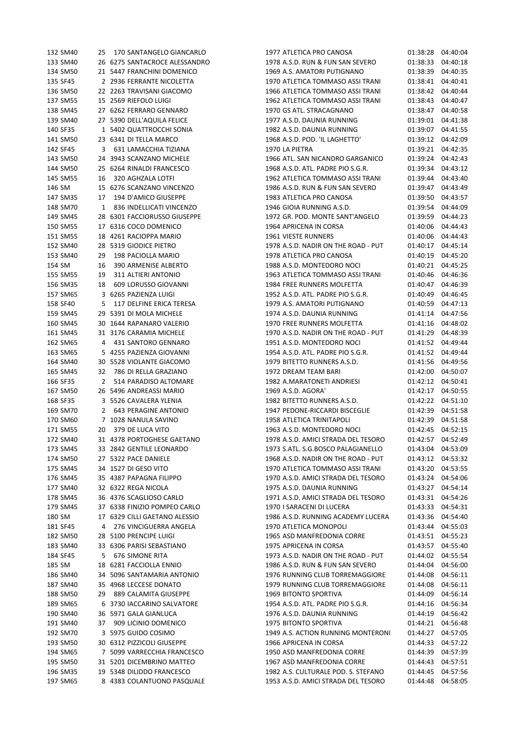| | | | | | | | | |
|---|---|---|---|---|---|---|---|---|
| 132 | SM40 | 25 | 170 | SANTANGELO GIANCARLO | 1977 | ATLETICA PRO CANOSA | 01:38:28 | 04:40:04 |
| 133 | SM40 | 26 | 6275 | SANTACROCE ALESSANDRO | 1978 | A.S.D. RUN & FUN SAN SEVERO | 01:38:33 | 04:40:18 |
| 134 | SM50 | 21 | 5447 | FRANCHINI DOMENICO | 1969 | A.S. AMATORI PUTIGNANO | 01:38:39 | 04:40:35 |
| 135 | SF45 | 2 | 2936 | FERRANTE NICOLETTA | 1970 | ATLETICA TOMMASO ASSI TRANI | 01:38:41 | 04:40:41 |
| 136 | SM50 | 22 | 2263 | TRAVISANI GIACOMO | 1966 | ATLETICA TOMMASO ASSI TRANI | 01:38:42 | 04:40:44 |
| 137 | SM55 | 15 | 2569 | RIEFOLO LUIGI | 1962 | ATLETICA TOMMASO ASSI TRANI | 01:38:43 | 04:40:47 |
| 138 | SM45 | 27 | 6262 | FERRARO GENNARO | 1970 | GS ATL. STRACAGNANO | 01:38:47 | 04:40:58 |
| 139 | SM40 | 27 | 5390 | DELL'AQUILA FELICE | 1977 | A.S.D. DAUNIA RUNNING | 01:39:01 | 04:41:38 |
| 140 | SF35 | 1 | 5402 | QUATTROCCHI SONIA | 1982 | A.S.D. DAUNIA RUNNING | 01:39:07 | 04:41:55 |
| 141 | SM50 | 23 | 6341 | DI TELLA MARCO | 1968 | A.S.D. POD. 'IL LAGHETTO' | 01:39:12 | 04:42:09 |
| 142 | SF45 | 3 | 631 | LAMACCHIA TIZIANA | 1970 | LA PIETRA | 01:39:21 | 04:42:35 |
| 143 | SM50 | 24 | 3943 | SCANZANO MICHELE | 1966 | ATL. SAN NICANDRO GARGANICO | 01:39:24 | 04:42:43 |
| 144 | SM50 | 25 | 6264 | RINALDI FRANCESCO | 1968 | A.S.D. ATL. PADRE PIO S.G.R. | 01:39:34 | 04:43:12 |
| 145 | SM55 | 16 | 320 | AGHZALA LOTFI | 1962 | ATLETICA TOMMASO ASSI TRANI | 01:39:44 | 04:43:40 |
| 146 | SM | 15 | 6276 | SCANZANO VINCENZO | 1986 | A.S.D. RUN & FUN SAN SEVERO | 01:39:47 | 04:43:49 |
| 147 | SM35 | 17 | 194 | D'AMICO GIUSEPPE | 1983 | ATLETICA PRO CANOSA | 01:39:50 | 04:43:57 |
| 148 | SM70 | 1 | 836 | INDELLICATI VINCENZO | 1946 | GIOIA RUNNING A.S.D. | 01:39:54 | 04:44:09 |
| 149 | SM45 | 28 | 6301 | FACCIORUSSO GIUSEPPE | 1972 | GR. POD. MONTE SANT'ANGELO | 01:39:59 | 04:44:23 |
| 150 | SM55 | 17 | 6316 | COCO DOMENICO | 1964 | APRICENA IN CORSA | 01:40:06 | 04:44:43 |
| 151 | SM55 | 18 | 4261 | RACIOPPA MARIO | 1961 | VIESTE RUNNERS | 01:40:06 | 04:44:43 |
| 152 | SM40 | 28 | 5319 | GIODICE PIETRO | 1978 | A.S.D. NADIR ON THE ROAD - PUT | 01:40:17 | 04:45:14 |
| 153 | SM40 | 29 | 198 | PACIOLLA MARIO | 1978 | ATLETICA PRO CANOSA | 01:40:19 | 04:45:20 |
| 154 | SM | 16 | 390 | ARMENISE ALBERTO | 1988 | A.S.D. MONTEDORO NOCI | 01:40:21 | 04:45:25 |
| 155 | SM55 | 19 | 311 | ALTIERI ANTONIO | 1963 | ATLETICA TOMMASO ASSI TRANI | 01:40:46 | 04:46:36 |
| 156 | SM35 | 18 | 609 | LORUSSO GIOVANNI | 1984 | FREE RUNNERS MOLFETTA | 01:40:47 | 04:46:39 |
| 157 | SM65 | 3 | 6265 | PAZIENZA LUIGI | 1952 | A.S.D. ATL. PADRE PIO S.G.R. | 01:40:49 | 04:46:45 |
| 158 | SF40 | 5 | 117 | DELFINE ERICA TERESA | 1979 | A.S. AMATORI PUTIGNANO | 01:40:59 | 04:47:13 |
| 159 | SM45 | 29 | 5391 | DI MOLA MICHELE | 1974 | A.S.D. DAUNIA RUNNING | 01:41:14 | 04:47:56 |
| 160 | SM45 | 30 | 1644 | RAPANARO VALERIO | 1970 | FREE RUNNERS MOLFETTA | 01:41:16 | 04:48:02 |
| 161 | SM45 | 31 | 3176 | CARAMIA MICHELE | 1970 | A.S.D. NADIR ON THE ROAD - PUT | 01:41:29 | 04:48:39 |
| 162 | SM65 | 4 | 431 | SANTORO GENNARO | 1951 | A.S.D. MONTEDORO NOCI | 01:41:52 | 04:49:44 |
| 163 | SM65 | 5 | 4255 | PAZIENZA GIOVANNI | 1954 | A.S.D. ATL. PADRE PIO S.G.R. | 01:41:52 | 04:49:44 |
| 164 | SM40 | 30 | 5528 | VIOLANTE GIACOMO | 1979 | BITETTO RUNNERS A.S.D. | 01:41:56 | 04:49:56 |
| 165 | SM45 | 32 | 786 | DI RELLA GRAZIANO | 1972 | DREAM TEAM BARI | 01:42:00 | 04:50:07 |
| 166 | SF35 | 2 | 514 | PARADISO ALTOMARE | 1982 | A.MARATONETI ANDRIESI | 01:42:12 | 04:50:41 |
| 167 | SM50 | 26 | 5496 | ANDREASSI MARIO | 1969 | A.S.D. AGORA' | 01:42:17 | 04:50:55 |
| 168 | SF35 | 3 | 5526 | CAVALERA YLENIA | 1982 | BITETTO RUNNERS A.S.D. | 01:42:22 | 04:51:10 |
| 169 | SM70 | 2 | 643 | PERAGINE ANTONIO | 1947 | PEDONE-RICCARDI BISCEGLIE | 01:42:39 | 04:51:58 |
| 170 | SM60 | 7 | 1028 | NANULA SAVINO | 1958 | ATLETICA TRINITAPOLI | 01:42:39 | 04:51:58 |
| 171 | SM55 | 20 | 379 | DE LUCA VITO | 1963 | A.S.D. MONTEDORO NOCI | 01:42:45 | 04:52:15 |
| 172 | SM40 | 31 | 4378 | PORTOGHESE GAETANO | 1978 | A.S.D. AMICI STRADA DEL TESORO | 01:42:57 | 04:52:49 |
| 173 | SM45 | 33 | 2842 | GENTILE LEONARDO | 1973 | S.ATL. S.G.BOSCO PALAGIANELLO | 01:43:04 | 04:53:09 |
| 174 | SM50 | 27 | 5322 | PACE DANIELE | 1968 | A.S.D. NADIR ON THE ROAD - PUT | 01:43:12 | 04:53:32 |
| 175 | SM45 | 34 | 1527 | DI GESO VITO | 1970 | ATLETICA TOMMASO ASSI TRANI | 01:43:20 | 04:53:55 |
| 176 | SM45 | 35 | 4387 | PAPAGNA FILIPPO | 1970 | A.S.D. AMICI STRADA DEL TESORO | 01:43:24 | 04:54:06 |
| 177 | SM40 | 32 | 6322 | REGA NICOLA | 1975 | A.S.D. DAUNIA RUNNING | 01:43:27 | 04:54:14 |
| 178 | SM45 | 36 | 4376 | SCAGLIOSO CARLO | 1971 | A.S.D. AMICI STRADA DEL TESORO | 01:43:31 | 04:54:26 |
| 179 | SM45 | 37 | 6338 | FINIZIO POMPEO CARLO | 1970 | I SARACENI DI LUCERA | 01:43:33 | 04:54:31 |
| 180 | SM | 17 | 6329 | CILLI GAETANO ALESSIO | 1986 | A.S.D. RUNNING ACADEMY LUCERA | 01:43:36 | 04:54:40 |
| 181 | SF45 | 4 | 276 | VINCIGUERRA ANGELA | 1970 | ATLETICA MONOPOLI | 01:43:44 | 04:55:03 |
| 182 | SM50 | 28 | 5100 | PRENCIPE LUIGI | 1965 | ASD MANFREDONIA CORRE | 01:43:51 | 04:55:23 |
| 183 | SM40 | 33 | 6306 | PARISI SEBASTIANO | 1975 | APRICENA IN CORSA | 01:43:57 | 04:55:40 |
| 184 | SF45 | 5 | 676 | SIMONE RITA | 1973 | A.S.D. NADIR ON THE ROAD - PUT | 01:44:02 | 04:55:54 |
| 185 | SM | 18 | 6281 | FACCIOLLA ENNIO | 1986 | A.S.D. RUN & FUN SAN SEVERO | 01:44:04 | 04:56:00 |
| 186 | SM40 | 34 | 5096 | SANTAMARIA ANTONIO | 1976 | RUNNING CLUB TORREMAGGIORE | 01:44:08 | 04:56:11 |
| 187 | SM40 | 35 | 4968 | LECCESE DONATO | 1979 | RUNNING CLUB TORREMAGGIORE | 01:44:08 | 04:56:11 |
| 188 | SM50 | 29 | 889 | CALAMITA GIUSEPPE | 1969 | BITONTO SPORTIVA | 01:44:09 | 04:56:14 |
| 189 | SM65 | 6 | 3730 | IACCARINO SALVATORE | 1954 | A.S.D. ATL. PADRE PIO S.G.R. | 01:44:16 | 04:56:34 |
| 190 | SM40 | 36 | 5971 | GALA GIANLUCA | 1976 | A.S.D. DAUNIA RUNNING | 01:44:19 | 04:56:42 |
| 191 | SM40 | 37 | 909 | LICINIO DOMENICO | 1975 | BITONTO SPORTIVA | 01:44:21 | 04:56:48 |
| 192 | SM70 | 3 | 5975 | GUIDO COSIMO | 1949 | A.S. ACTION RUNNING MONTERONI | 01:44:27 | 04:57:05 |
| 193 | SM50 | 30 | 6312 | PIZZICOLI GIUSEPPE | 1966 | APRICENA IN CORSA | 01:44:33 | 04:57:22 |
| 194 | SM65 | 7 | 5099 | VARRECCHIA FRANCESCO | 1950 | ASD MANFREDONIA CORRE | 01:44:39 | 04:57:39 |
| 195 | SM50 | 31 | 5201 | DICEMBRINO MATTEO | 1967 | ASD MANFREDONIA CORRE | 01:44:43 | 04:57:51 |
| 196 | SM35 | 19 | 5348 | DILIDDO FRANCESCO | 1982 | A.S. CULTURALE POD. S. STEFANO | 01:44:45 | 04:57:56 |
| 197 | SM65 | 8 | 4383 | COLANTUONO PASQUALE | 1953 | A.S.D. AMICI STRADA DEL TESORO | 01:44:48 | 04:58:05 |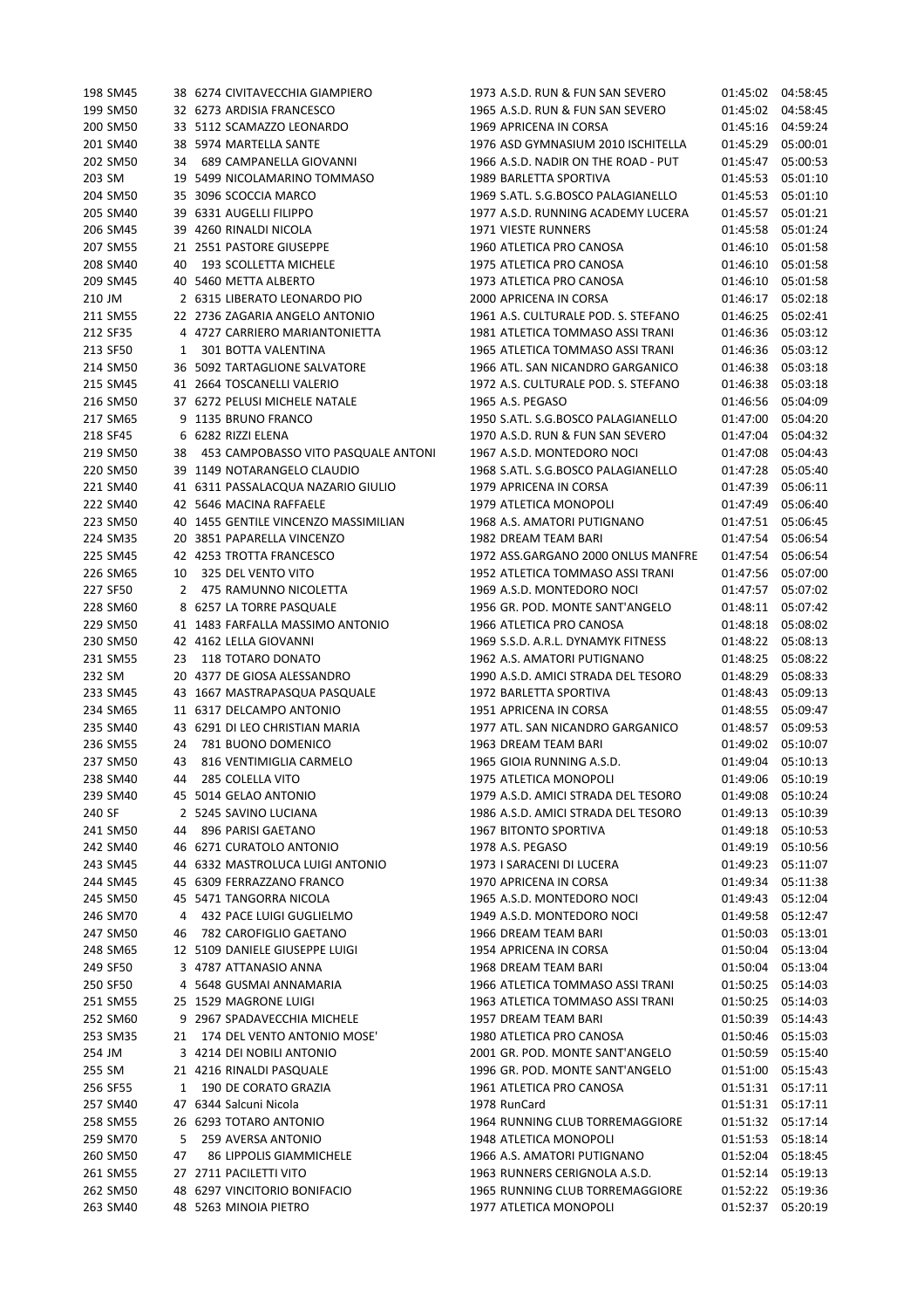| | | | | | | | | |
|---|---|---|---|---|---|---|---|---|
| 198 | SM45 | 38 | 6274 | CIVITAVECCHIA GIAMPIERO | 1973 | A.S.D. RUN & FUN SAN SEVERO | 01:45:02 | 04:58:45 |
| 199 | SM50 | 32 | 6273 | ARDISIA FRANCESCO | 1965 | A.S.D. RUN & FUN SAN SEVERO | 01:45:02 | 04:58:45 |
| 200 | SM50 | 33 | 5112 | SCAMAZZO LEONARDO | 1969 | APRICENA IN CORSA | 01:45:16 | 04:59:24 |
| 201 | SM40 | 38 | 5974 | MARTELLA SANTE | 1976 | ASD GYMNASIUM 2010 ISCHITELLA | 01:45:29 | 05:00:01 |
| 202 | SM50 | 34 | 689 | CAMPANELLA GIOVANNI | 1966 | A.S.D. NADIR ON THE ROAD - PUT | 01:45:47 | 05:00:53 |
| 203 | SM | 19 | 5499 | NICOLAMARINO TOMMASO | 1989 | BARLETTA SPORTIVA | 01:45:53 | 05:01:10 |
| 204 | SM50 | 35 | 3096 | SCOCCIA MARCO | 1969 | S.ATL. S.G.BOSCO PALAGIANELLO | 01:45:53 | 05:01:10 |
| 205 | SM40 | 39 | 6331 | AUGELLI FILIPPO | 1977 | A.S.D. RUNNING ACADEMY LUCERA | 01:45:57 | 05:01:21 |
| 206 | SM45 | 39 | 4260 | RINALDI NICOLA | 1971 | VIESTE RUNNERS | 01:45:58 | 05:01:24 |
| 207 | SM55 | 21 | 2551 | PASTORE GIUSEPPE | 1960 | ATLETICA PRO CANOSA | 01:46:10 | 05:01:58 |
| 208 | SM40 | 40 | 193 | SCOLLETTA MICHELE | 1975 | ATLETICA PRO CANOSA | 01:46:10 | 05:01:58 |
| 209 | SM45 | 40 | 5460 | METTA ALBERTO | 1973 | ATLETICA PRO CANOSA | 01:46:10 | 05:01:58 |
| 210 | JM | 2 | 6315 | LIBERATO LEONARDO PIO | 2000 | APRICENA IN CORSA | 01:46:17 | 05:02:18 |
| 211 | SM55 | 22 | 2736 | ZAGARIA ANGELO ANTONIO | 1961 | A.S. CULTURALE POD. S. STEFANO | 01:46:25 | 05:02:41 |
| 212 | SF35 | 4 | 4727 | CARRIERO MARIANTONIETTA | 1981 | ATLETICA TOMMASO ASSI TRANI | 01:46:36 | 05:03:12 |
| 213 | SF50 | 1 | 301 | BOTTA VALENTINA | 1965 | ATLETICA TOMMASO ASSI TRANI | 01:46:36 | 05:03:12 |
| 214 | SM50 | 36 | 5092 | TARTAGLIONE SALVATORE | 1966 | ATL. SAN NICANDRO GARGANICO | 01:46:38 | 05:03:18 |
| 215 | SM45 | 41 | 2664 | TOSCANELLI VALERIO | 1972 | A.S. CULTURALE POD. S. STEFANO | 01:46:38 | 05:03:18 |
| 216 | SM50 | 37 | 6272 | PELUSI MICHELE NATALE | 1965 | A.S. PEGASO | 01:46:56 | 05:04:09 |
| 217 | SM65 | 9 | 1135 | BRUNO FRANCO | 1950 | S.ATL. S.G.BOSCO PALAGIANELLO | 01:47:00 | 05:04:20 |
| 218 | SF45 | 6 | 6282 | RIZZI ELENA | 1970 | A.S.D. RUN & FUN SAN SEVERO | 01:47:04 | 05:04:32 |
| 219 | SM50 | 38 | 453 | CAMPOBASSO VITO PASQUALE ANTONI | 1967 | A.S.D. MONTEDORO NOCI | 01:47:08 | 05:04:43 |
| 220 | SM50 | 39 | 1149 | NOTARANGELO CLAUDIO | 1968 | S.ATL. S.G.BOSCO PALAGIANELLO | 01:47:28 | 05:05:40 |
| 221 | SM40 | 41 | 6311 | PASSALACQUA NAZARIO GIULIO | 1979 | APRICENA IN CORSA | 01:47:39 | 05:06:11 |
| 222 | SM40 | 42 | 5646 | MACINA RAFFAELE | 1979 | ATLETICA MONOPOLI | 01:47:49 | 05:06:40 |
| 223 | SM50 | 40 | 1455 | GENTILE VINCENZO MASSIMILIAN | 1968 | A.S. AMATORI PUTIGNANO | 01:47:51 | 05:06:45 |
| 224 | SM35 | 20 | 3851 | PAPARELLA VINCENZO | 1982 | DREAM TEAM BARI | 01:47:54 | 05:06:54 |
| 225 | SM45 | 42 | 4253 | TROTTA FRANCESCO | 1972 | ASS.GARGANO 2000 ONLUS MANFRE | 01:47:54 | 05:06:54 |
| 226 | SM65 | 10 | 325 | DEL VENTO VITO | 1952 | ATLETICA TOMMASO ASSI TRANI | 01:47:56 | 05:07:00 |
| 227 | SF50 | 2 | 475 | RAMUNNO NICOLETTA | 1969 | A.S.D. MONTEDORO NOCI | 01:47:57 | 05:07:02 |
| 228 | SM60 | 8 | 6257 | LA TORRE PASQUALE | 1956 | GR. POD. MONTE SANT'ANGELO | 01:48:11 | 05:07:42 |
| 229 | SM50 | 41 | 1483 | FARFALLA MASSIMO ANTONIO | 1966 | ATLETICA PRO CANOSA | 01:48:18 | 05:08:02 |
| 230 | SM50 | 42 | 4162 | LELLA GIOVANNI | 1969 | S.S.D. A.R.L. DYNAMYK FITNESS | 01:48:22 | 05:08:13 |
| 231 | SM55 | 23 | 118 | TOTARO DONATO | 1962 | A.S. AMATORI PUTIGNANO | 01:48:25 | 05:08:22 |
| 232 | SM | 20 | 4377 | DE GIOSA ALESSANDRO | 1990 | A.S.D. AMICI STRADA DEL TESORO | 01:48:29 | 05:08:33 |
| 233 | SM45 | 43 | 1667 | MASTRAPASQUA PASQUALE | 1972 | BARLETTA SPORTIVA | 01:48:43 | 05:09:13 |
| 234 | SM65 | 11 | 6317 | DELCAMPO ANTONIO | 1951 | APRICENA IN CORSA | 01:48:55 | 05:09:47 |
| 235 | SM40 | 43 | 6291 | DI LEO CHRISTIAN MARIA | 1977 | ATL. SAN NICANDRO GARGANICO | 01:48:57 | 05:09:53 |
| 236 | SM55 | 24 | 781 | BUONO DOMENICO | 1963 | DREAM TEAM BARI | 01:49:02 | 05:10:07 |
| 237 | SM50 | 43 | 816 | VENTIMIGLIA CARMELO | 1965 | GIOIA RUNNING A.S.D. | 01:49:04 | 05:10:13 |
| 238 | SM40 | 44 | 285 | COLELLA VITO | 1975 | ATLETICA MONOPOLI | 01:49:06 | 05:10:19 |
| 239 | SM40 | 45 | 5014 | GELAO ANTONIO | 1979 | A.S.D. AMICI STRADA DEL TESORO | 01:49:08 | 05:10:24 |
| 240 | SF | 2 | 5245 | SAVINO LUCIANA | 1986 | A.S.D. AMICI STRADA DEL TESORO | 01:49:13 | 05:10:39 |
| 241 | SM50 | 44 | 896 | PARISI GAETANO | 1967 | BITONTO SPORTIVA | 01:49:18 | 05:10:53 |
| 242 | SM40 | 46 | 6271 | CURATOLO ANTONIO | 1978 | A.S. PEGASO | 01:49:19 | 05:10:56 |
| 243 | SM45 | 44 | 6332 | MASTROLUCA LUIGI ANTONIO | 1973 | I SARACENI DI LUCERA | 01:49:23 | 05:11:07 |
| 244 | SM45 | 45 | 6309 | FERRAZZANO FRANCO | 1970 | APRICENA IN CORSA | 01:49:34 | 05:11:38 |
| 245 | SM50 | 45 | 5471 | TANGORRA NICOLA | 1965 | A.S.D. MONTEDORO NOCI | 01:49:43 | 05:12:04 |
| 246 | SM70 | 4 | 432 | PACE LUIGI GUGLIELMO | 1949 | A.S.D. MONTEDORO NOCI | 01:49:58 | 05:12:47 |
| 247 | SM50 | 46 | 782 | CAROFIGLIO GAETANO | 1966 | DREAM TEAM BARI | 01:50:03 | 05:13:01 |
| 248 | SM65 | 12 | 5109 | DANIELE GIUSEPPE LUIGI | 1954 | APRICENA IN CORSA | 01:50:04 | 05:13:04 |
| 249 | SF50 | 3 | 4787 | ATTANASIO ANNA | 1968 | DREAM TEAM BARI | 01:50:04 | 05:13:04 |
| 250 | SF50 | 4 | 5648 | GUSMAI ANNAMARIA | 1966 | ATLETICA TOMMASO ASSI TRANI | 01:50:25 | 05:14:03 |
| 251 | SM55 | 25 | 1529 | MAGRONE LUIGI | 1963 | ATLETICA TOMMASO ASSI TRANI | 01:50:25 | 05:14:03 |
| 252 | SM60 | 9 | 2967 | SPADAVECCHIA MICHELE | 1957 | DREAM TEAM BARI | 01:50:39 | 05:14:43 |
| 253 | SM35 | 21 | 174 | DEL VENTO ANTONIO MOSE' | 1980 | ATLETICA PRO CANOSA | 01:50:46 | 05:15:03 |
| 254 | JM | 3 | 4214 | DEI NOBILI ANTONIO | 2001 | GR. POD. MONTE SANT'ANGELO | 01:50:59 | 05:15:40 |
| 255 | SM | 21 | 4216 | RINALDI PASQUALE | 1996 | GR. POD. MONTE SANT'ANGELO | 01:51:00 | 05:15:43 |
| 256 | SF55 | 1 | 190 | DE CORATO GRAZIA | 1961 | ATLETICA PRO CANOSA | 01:51:31 | 05:17:11 |
| 257 | SM40 | 47 | 6344 | Salcuni Nicola | 1978 | RunCard | 01:51:31 | 05:17:11 |
| 258 | SM55 | 26 | 6293 | TOTARO ANTONIO | 1964 | RUNNING CLUB TORREMAGGIORE | 01:51:32 | 05:17:14 |
| 259 | SM70 | 5 | 259 | AVERSA ANTONIO | 1948 | ATLETICA MONOPOLI | 01:51:53 | 05:18:14 |
| 260 | SM50 | 47 | 86 | LIPPOLIS GIAMMICHELE | 1966 | A.S. AMATORI PUTIGNANO | 01:52:04 | 05:18:45 |
| 261 | SM55 | 27 | 2711 | PACILETTI VITO | 1963 | RUNNERS CERIGNOLA A.S.D. | 01:52:14 | 05:19:13 |
| 262 | SM50 | 48 | 6297 | VINCITORIO BONIFACIO | 1965 | RUNNING CLUB TORREMAGGIORE | 01:52:22 | 05:19:36 |
| 263 | SM40 | 48 | 5263 | MINOIA PIETRO | 1977 | ATLETICA MONOPOLI | 01:52:37 | 05:20:19 |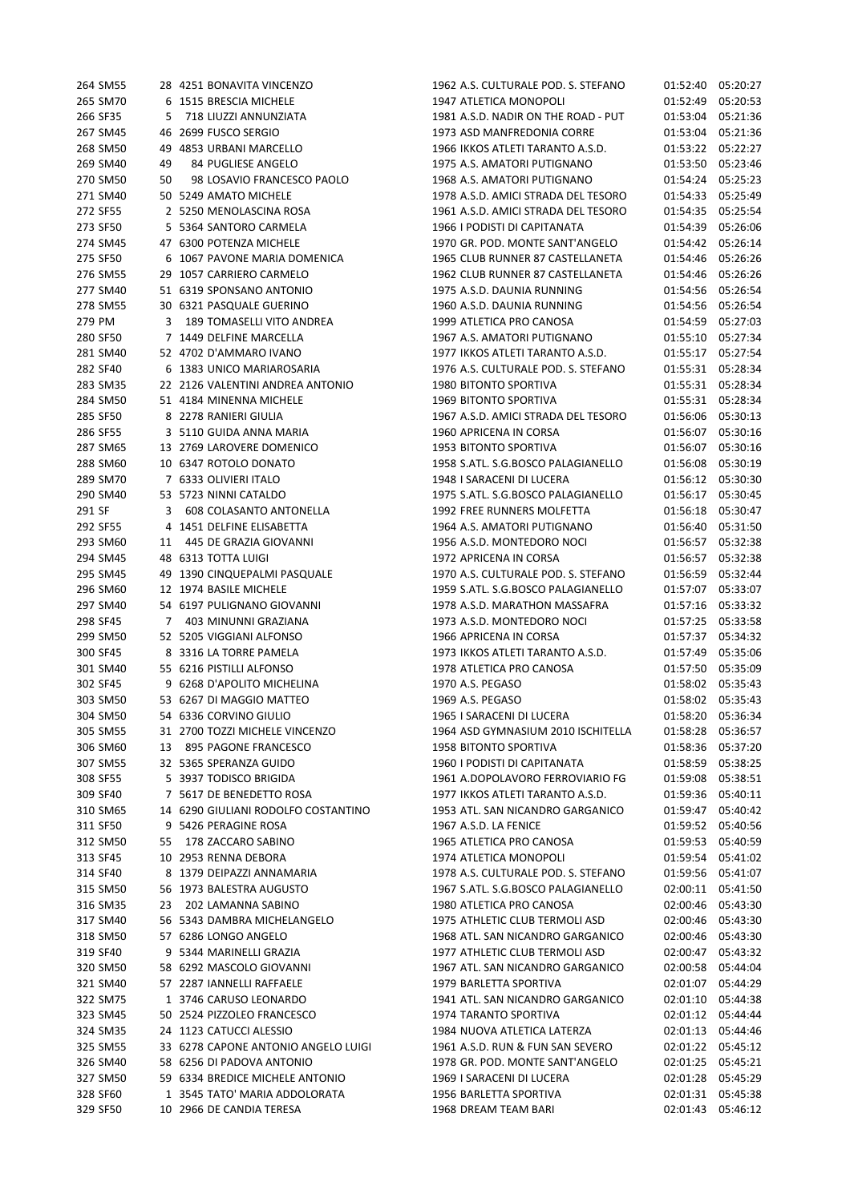| | | | | | | | |
|---|---|---|---|---|---|---|---|
| 264 SM55 | 28 | 4251 BONAVITA VINCENZO | 1962 | A.S. CULTURALE POD. S. STEFANO | 01:52:40 | 05:20:27 |
| 265 SM70 | 6 | 1515 BRESCIA MICHELE | 1947 | ATLETICA MONOPOLI | 01:52:49 | 05:20:53 |
| 266 SF35 | 5 | 718 LIUZZI ANNUNZIATA | 1981 | A.S.D. NADIR ON THE ROAD - PUT | 01:53:04 | 05:21:36 |
| 267 SM45 | 46 | 2699 FUSCO SERGIO | 1973 | ASD MANFREDONIA CORRE | 01:53:04 | 05:21:36 |
| 268 SM50 | 49 | 4853 URBANI MARCELLO | 1966 | IKKOS ATLETI TARANTO A.S.D. | 01:53:22 | 05:22:27 |
| 269 SM40 | 49 | 84 PUGLIESE ANGELO | 1975 | A.S. AMATORI PUTIGNANO | 01:53:50 | 05:23:46 |
| 270 SM50 | 50 | 98 LOSAVIO FRANCESCO PAOLO | 1968 | A.S. AMATORI PUTIGNANO | 01:54:24 | 05:25:23 |
| 271 SM40 | 50 | 5249 AMATO MICHELE | 1978 | A.S.D. AMICI STRADA DEL TESORO | 01:54:33 | 05:25:49 |
| 272 SF55 | 2 | 5250 MENOLASCINA ROSA | 1961 | A.S.D. AMICI STRADA DEL TESORO | 01:54:35 | 05:25:54 |
| 273 SF50 | 5 | 5364 SANTORO CARMELA | 1966 | I PODISTI DI CAPITANATA | 01:54:39 | 05:26:06 |
| 274 SM45 | 47 | 6300 POTENZA MICHELE | 1970 | GR. POD. MONTE SANT'ANGELO | 01:54:42 | 05:26:14 |
| 275 SF50 | 6 | 1067 PAVONE MARIA DOMENICA | 1965 | CLUB RUNNER 87 CASTELLANETA | 01:54:46 | 05:26:26 |
| 276 SM55 | 29 | 1057 CARRIERO CARMELO | 1962 | CLUB RUNNER 87 CASTELLANETA | 01:54:46 | 05:26:26 |
| 277 SM40 | 51 | 6319 SPONSANO ANTONIO | 1975 | A.S.D. DAUNIA RUNNING | 01:54:56 | 05:26:54 |
| 278 SM55 | 30 | 6321 PASQUALE GUERINO | 1960 | A.S.D. DAUNIA RUNNING | 01:54:56 | 05:26:54 |
| 279 PM | 3 | 189 TOMASELLI VITO ANDREA | 1999 | ATLETICA PRO CANOSA | 01:54:59 | 05:27:03 |
| 280 SF50 | 7 | 1449 DELFINE MARCELLA | 1967 | A.S. AMATORI PUTIGNANO | 01:55:10 | 05:27:34 |
| 281 SM40 | 52 | 4702 D'AMMARO IVANO | 1977 | IKKOS ATLETI TARANTO A.S.D. | 01:55:17 | 05:27:54 |
| 282 SF40 | 6 | 1383 UNICO MARIAROSARIA | 1976 | A.S. CULTURALE POD. S. STEFANO | 01:55:31 | 05:28:34 |
| 283 SM35 | 22 | 2126 VALENTINI ANDREA ANTONIO | 1980 | BITONTO SPORTIVA | 01:55:31 | 05:28:34 |
| 284 SM50 | 51 | 4184 MINENNA MICHELE | 1969 | BITONTO SPORTIVA | 01:55:31 | 05:28:34 |
| 285 SF50 | 8 | 2278 RANIERI GIULIA | 1967 | A.S.D. AMICI STRADA DEL TESORO | 01:56:06 | 05:30:13 |
| 286 SF55 | 3 | 5110 GUIDA ANNA MARIA | 1960 | APRICENA IN CORSA | 01:56:07 | 05:30:16 |
| 287 SM65 | 13 | 2769 LAROVERE DOMENICO | 1953 | BITONTO SPORTIVA | 01:56:07 | 05:30:16 |
| 288 SM60 | 10 | 6347 ROTOLO DONATO | 1958 | S.ATL. S.G.BOSCO PALAGIANELLO | 01:56:08 | 05:30:19 |
| 289 SM70 | 7 | 6333 OLIVIERI ITALO | 1948 | I SARACENI DI LUCERA | 01:56:12 | 05:30:30 |
| 290 SM40 | 53 | 5723 NINNI CATALDO | 1975 | S.ATL. S.G.BOSCO PALAGIANELLO | 01:56:17 | 05:30:45 |
| 291 SF | 3 | 608 COLASANTO ANTONELLA | 1992 | FREE RUNNERS MOLFETTA | 01:56:18 | 05:30:47 |
| 292 SF55 | 4 | 1451 DELFINE ELISABETTA | 1964 | A.S. AMATORI PUTIGNANO | 01:56:40 | 05:31:50 |
| 293 SM60 | 11 | 445 DE GRAZIA GIOVANNI | 1956 | A.S.D. MONTEDORO NOCI | 01:56:57 | 05:32:38 |
| 294 SM45 | 48 | 6313 TOTTA LUIGI | 1972 | APRICENA IN CORSA | 01:56:57 | 05:32:38 |
| 295 SM45 | 49 | 1390 CINQUEPALMI PASQUALE | 1970 | A.S. CULTURALE POD. S. STEFANO | 01:56:59 | 05:32:44 |
| 296 SM60 | 12 | 1974 BASILE MICHELE | 1959 | S.ATL. S.G.BOSCO PALAGIANELLO | 01:57:07 | 05:33:07 |
| 297 SM40 | 54 | 6197 PULIGNANO GIOVANNI | 1978 | A.S.D. MARATHON MASSAFRA | 01:57:16 | 05:33:32 |
| 298 SF45 | 7 | 403 MINUNNI GRAZIANA | 1973 | A.S.D. MONTEDORO NOCI | 01:57:25 | 05:33:58 |
| 299 SM50 | 52 | 5205 VIGGIANI ALFONSO | 1966 | APRICENA IN CORSA | 01:57:37 | 05:34:32 |
| 300 SF45 | 8 | 3316 LA TORRE PAMELA | 1973 | IKKOS ATLETI TARANTO A.S.D. | 01:57:49 | 05:35:06 |
| 301 SM40 | 55 | 6216 PISTILLI ALFONSO | 1978 | ATLETICA PRO CANOSA | 01:57:50 | 05:35:09 |
| 302 SF45 | 9 | 6268 D'APOLITO MICHELINA | 1970 | A.S. PEGASO | 01:58:02 | 05:35:43 |
| 303 SM50 | 53 | 6267 DI MAGGIO MATTEO | 1969 | A.S. PEGASO | 01:58:02 | 05:35:43 |
| 304 SM50 | 54 | 6336 CORVINO GIULIO | 1965 | I SARACENI DI LUCERA | 01:58:20 | 05:36:34 |
| 305 SM55 | 31 | 2700 TOZZI MICHELE VINCENZO | 1964 | ASD GYMNASIUM 2010 ISCHITELLA | 01:58:28 | 05:36:57 |
| 306 SM60 | 13 | 895 PAGONE FRANCESCO | 1958 | BITONTO SPORTIVA | 01:58:36 | 05:37:20 |
| 307 SM55 | 32 | 5365 SPERANZA GUIDO | 1960 | I PODISTI DI CAPITANATA | 01:58:59 | 05:38:25 |
| 308 SF55 | 5 | 3937 TODISCO BRIGIDA | 1961 | A.DOPOLAVORO FERROVIARIO FG | 01:59:08 | 05:38:51 |
| 309 SF40 | 7 | 5617 DE BENEDETTO ROSA | 1977 | IKKOS ATLETI TARANTO A.S.D. | 01:59:36 | 05:40:11 |
| 310 SM65 | 14 | 6290 GIULIANI RODOLFO COSTANTINO | 1953 | ATL. SAN NICANDRO GARGANICO | 01:59:47 | 05:40:42 |
| 311 SF50 | 9 | 5426 PERAGINE ROSA | 1967 | A.S.D. LA FENICE | 01:59:52 | 05:40:56 |
| 312 SM50 | 55 | 178 ZACCARO SABINO | 1965 | ATLETICA PRO CANOSA | 01:59:53 | 05:40:59 |
| 313 SF45 | 10 | 2953 RENNA DEBORA | 1974 | ATLETICA MONOPOLI | 01:59:54 | 05:41:02 |
| 314 SF40 | 8 | 1379 DEIPAZZI ANNAMARIA | 1978 | A.S. CULTURALE POD. S. STEFANO | 01:59:56 | 05:41:07 |
| 315 SM50 | 56 | 1973 BALESTRA AUGUSTO | 1967 | S.ATL. S.G.BOSCO PALAGIANELLO | 02:00:11 | 05:41:50 |
| 316 SM35 | 23 | 202 LAMANNA SABINO | 1980 | ATLETICA PRO CANOSA | 02:00:46 | 05:43:30 |
| 317 SM40 | 56 | 5343 DAMBRA MICHELANGELO | 1975 | ATHLETIC CLUB TERMOLI ASD | 02:00:46 | 05:43:30 |
| 318 SM50 | 57 | 6286 LONGO ANGELO | 1968 | ATL. SAN NICANDRO GARGANICO | 02:00:46 | 05:43:30 |
| 319 SF40 | 9 | 5344 MARINELLI GRAZIA | 1977 | ATHLETIC CLUB TERMOLI ASD | 02:00:47 | 05:43:32 |
| 320 SM50 | 58 | 6292 MASCOLO GIOVANNI | 1967 | ATL. SAN NICANDRO GARGANICO | 02:00:58 | 05:44:04 |
| 321 SM40 | 57 | 2287 IANNELLI RAFFAELE | 1979 | BARLETTA SPORTIVA | 02:01:07 | 05:44:29 |
| 322 SM75 | 1 | 3746 CARUSO LEONARDO | 1941 | ATL. SAN NICANDRO GARGANICO | 02:01:10 | 05:44:38 |
| 323 SM45 | 50 | 2524 PIZZOLEO FRANCESCO | 1974 | TARANTO SPORTIVA | 02:01:12 | 05:44:44 |
| 324 SM35 | 24 | 1123 CATUCCI ALESSIO | 1984 | NUOVA ATLETICA LATERZA | 02:01:13 | 05:44:46 |
| 325 SM55 | 33 | 6278 CAPONE ANTONIO ANGELO LUIGI | 1961 | A.S.D. RUN & FUN SAN SEVERO | 02:01:22 | 05:45:12 |
| 326 SM40 | 58 | 6256 DI PADOVA ANTONIO | 1978 | GR. POD. MONTE SANT'ANGELO | 02:01:25 | 05:45:21 |
| 327 SM50 | 59 | 6334 BREDICE MICHELE ANTONIO | 1969 | I SARACENI DI LUCERA | 02:01:28 | 05:45:29 |
| 328 SF60 | 1 | 3545 TATO' MARIA ADDOLORATA | 1956 | BARLETTA SPORTIVA | 02:01:31 | 05:45:38 |
| 329 SF50 | 10 | 2966 DE CANDIA TERESA | 1968 | DREAM TEAM BARI | 02:01:43 | 05:46:12 |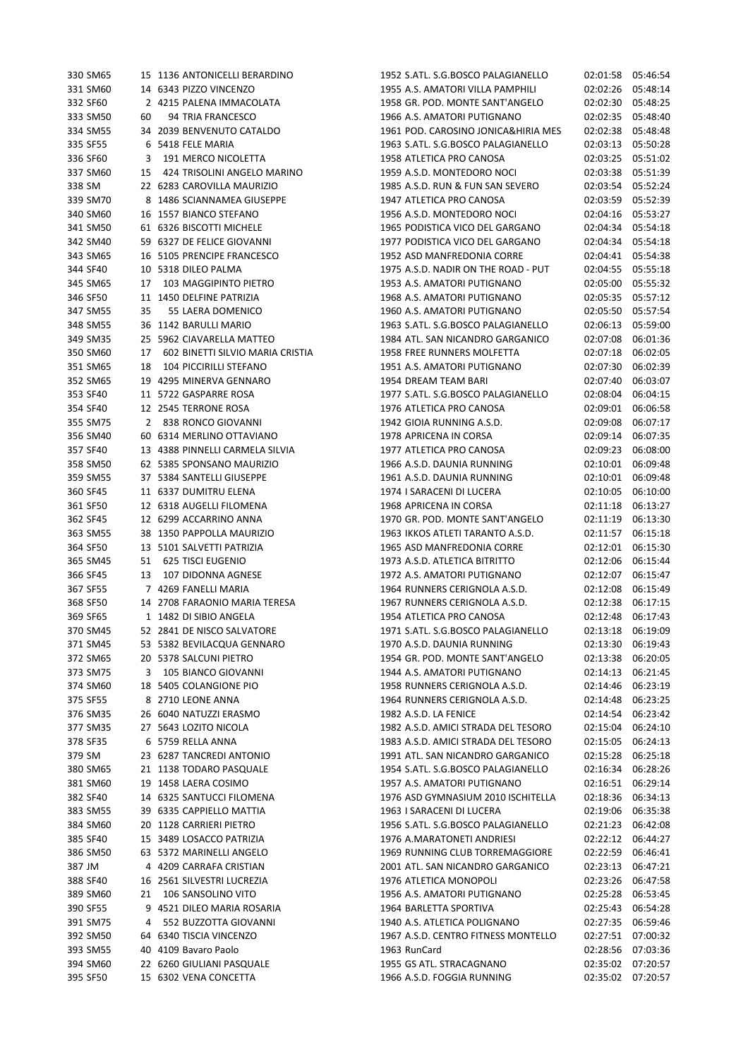| | | | | | | | | |
|---|---|---|---|---|---|---|---|---|
| 330 | SM65 | 15 | 1136 | ANTONICELLI BERARDINO | 1952 | S.ATL. S.G.BOSCO PALAGIANELLO | 02:01:58 | 05:46:54 |
| 331 | SM60 | 14 | 6343 | PIZZO VINCENZO | 1955 | A.S. AMATORI VILLA PAMPHILI | 02:02:26 | 05:48:14 |
| 332 | SF60 | 2 | 4215 | PALENA IMMACOLATA | 1958 | GR. POD. MONTE SANT'ANGELO | 02:02:30 | 05:48:25 |
| 333 | SM50 | 60 | 94 | TRIA FRANCESCO | 1966 | A.S. AMATORI PUTIGNANO | 02:02:35 | 05:48:40 |
| 334 | SM55 | 34 | 2039 | BENVENUTO CATALDO | 1961 | POD. CAROSINO JONICA&HIRIA MES | 02:02:38 | 05:48:48 |
| 335 | SF55 | 6 | 5418 | FELE MARIA | 1963 | S.ATL. S.G.BOSCO PALAGIANELLO | 02:03:13 | 05:50:28 |
| 336 | SF60 | 3 | 191 | MERCO NICOLETTA | 1958 | ATLETICA PRO CANOSA | 02:03:25 | 05:51:02 |
| 337 | SM60 | 15 | 424 | TRISOLINI ANGELO MARINO | 1959 | A.S.D. MONTEDORO NOCI | 02:03:38 | 05:51:39 |
| 338 | SM | 22 | 6283 | CAROVILLA MAURIZIO | 1985 | A.S.D. RUN & FUN SAN SEVERO | 02:03:54 | 05:52:24 |
| 339 | SM70 | 8 | 1486 | SCIANNAMEA GIUSEPPE | 1947 | ATLETICA PRO CANOSA | 02:03:59 | 05:52:39 |
| 340 | SM60 | 16 | 1557 | BIANCO STEFANO | 1956 | A.S.D. MONTEDORO NOCI | 02:04:16 | 05:53:27 |
| 341 | SM50 | 61 | 6326 | BISCOTTI MICHELE | 1965 | PODISTICA VICO DEL GARGANO | 02:04:34 | 05:54:18 |
| 342 | SM40 | 59 | 6327 | DE FELICE GIOVANNI | 1977 | PODISTICA VICO DEL GARGANO | 02:04:34 | 05:54:18 |
| 343 | SM65 | 16 | 5105 | PRENCIPE FRANCESCO | 1952 | ASD MANFREDONIA CORRE | 02:04:41 | 05:54:38 |
| 344 | SF40 | 10 | 5318 | DILEO PALMA | 1975 | A.S.D. NADIR ON THE ROAD - PUT | 02:04:55 | 05:55:18 |
| 345 | SM65 | 17 | 103 | MAGGIPINTO PIETRO | 1953 | A.S. AMATORI PUTIGNANO | 02:05:00 | 05:55:32 |
| 346 | SF50 | 11 | 1450 | DELFINE PATRIZIA | 1968 | A.S. AMATORI PUTIGNANO | 02:05:35 | 05:57:12 |
| 347 | SM55 | 35 | 55 | LAERA DOMENICO | 1960 | A.S. AMATORI PUTIGNANO | 02:05:50 | 05:57:54 |
| 348 | SM55 | 36 | 1142 | BARULLI MARIO | 1963 | S.ATL. S.G.BOSCO PALAGIANELLO | 02:06:13 | 05:59:00 |
| 349 | SM35 | 25 | 5962 | CIAVARELLA MATTEO | 1984 | ATL. SAN NICANDRO GARGANICO | 02:07:08 | 06:01:36 |
| 350 | SM60 | 17 | 602 | BINETTI SILVIO MARIA CRISTIA | 1958 | FREE RUNNERS MOLFETTA | 02:07:18 | 06:02:05 |
| 351 | SM65 | 18 | 104 | PICCIRILLI STEFANO | 1951 | A.S. AMATORI PUTIGNANO | 02:07:30 | 06:02:39 |
| 352 | SM65 | 19 | 4295 | MINERVA GENNARO | 1954 | DREAM TEAM BARI | 02:07:40 | 06:03:07 |
| 353 | SF40 | 11 | 5722 | GASPARRE ROSA | 1977 | S.ATL. S.G.BOSCO PALAGIANELLO | 02:08:04 | 06:04:15 |
| 354 | SF40 | 12 | 2545 | TERRONE ROSA | 1976 | ATLETICA PRO CANOSA | 02:09:01 | 06:06:58 |
| 355 | SM75 | 2 | 838 | RONCO GIOVANNI | 1942 | GIOIA RUNNING A.S.D. | 02:09:08 | 06:07:17 |
| 356 | SM40 | 60 | 6314 | MERLINO OTTAVIANO | 1978 | APRICENA IN CORSA | 02:09:14 | 06:07:35 |
| 357 | SF40 | 13 | 4388 | PINNELLI CARMELA SILVIA | 1977 | ATLETICA PRO CANOSA | 02:09:23 | 06:08:00 |
| 358 | SM50 | 62 | 5385 | SPONSANO MAURIZIO | 1966 | A.S.D. DAUNIA RUNNING | 02:10:01 | 06:09:48 |
| 359 | SM55 | 37 | 5384 | SANTELLI GIUSEPPE | 1961 | A.S.D. DAUNIA RUNNING | 02:10:01 | 06:09:48 |
| 360 | SF45 | 11 | 6337 | DUMITRU ELENA | 1974 | I SARACENI DI LUCERA | 02:10:05 | 06:10:00 |
| 361 | SF50 | 12 | 6318 | AUGELLI FILOMENA | 1968 | APRICENA IN CORSA | 02:11:18 | 06:13:27 |
| 362 | SF45 | 12 | 6299 | ACCARRINO ANNA | 1970 | GR. POD. MONTE SANT'ANGELO | 02:11:19 | 06:13:30 |
| 363 | SM55 | 38 | 1350 | PAPPOLLA MAURIZIO | 1963 | IKKOS ATLETI TARANTO A.S.D. | 02:11:57 | 06:15:18 |
| 364 | SF50 | 13 | 5101 | SALVETTI PATRIZIA | 1965 | ASD MANFREDONIA CORRE | 02:12:01 | 06:15:30 |
| 365 | SM45 | 51 | 625 | TISCI EUGENIO | 1973 | A.S.D. ATLETICA BITRITTO | 02:12:06 | 06:15:44 |
| 366 | SF45 | 13 | 107 | DIDONNA AGNESE | 1972 | A.S. AMATORI PUTIGNANO | 02:12:07 | 06:15:47 |
| 367 | SF55 | 7 | 4269 | FANELLI MARIA | 1964 | RUNNERS CERIGNOLA A.S.D. | 02:12:08 | 06:15:49 |
| 368 | SF50 | 14 | 2708 | FARAONIO MARIA TERESA | 1967 | RUNNERS CERIGNOLA A.S.D. | 02:12:38 | 06:17:15 |
| 369 | SF65 | 1 | 1482 | DI SIBIO ANGELA | 1954 | ATLETICA PRO CANOSA | 02:12:48 | 06:17:43 |
| 370 | SM45 | 52 | 2841 | DE NISCO SALVATORE | 1971 | S.ATL. S.G.BOSCO PALAGIANELLO | 02:13:18 | 06:19:09 |
| 371 | SM45 | 53 | 5382 | BEVILACQUA GENNARO | 1970 | A.S.D. DAUNIA RUNNING | 02:13:30 | 06:19:43 |
| 372 | SM65 | 20 | 5378 | SALCUNI PIETRO | 1954 | GR. POD. MONTE SANT'ANGELO | 02:13:38 | 06:20:05 |
| 373 | SM75 | 3 | 105 | BIANCO GIOVANNI | 1944 | A.S. AMATORI PUTIGNANO | 02:14:13 | 06:21:45 |
| 374 | SM60 | 18 | 5405 | COLANGIONE PIO | 1958 | RUNNERS CERIGNOLA A.S.D. | 02:14:46 | 06:23:19 |
| 375 | SF55 | 8 | 2710 | LEONE ANNA | 1964 | RUNNERS CERIGNOLA A.S.D. | 02:14:48 | 06:23:25 |
| 376 | SM35 | 26 | 6040 | NATUZZI ERASMO | 1982 | A.S.D. LA FENICE | 02:14:54 | 06:23:42 |
| 377 | SM35 | 27 | 5643 | LOZITO NICOLA | 1982 | A.S.D. AMICI STRADA DEL TESORO | 02:15:04 | 06:24:10 |
| 378 | SF35 | 6 | 5759 | RELLA ANNA | 1983 | A.S.D. AMICI STRADA DEL TESORO | 02:15:05 | 06:24:13 |
| 379 | SM | 23 | 6287 | TANCREDI ANTONIO | 1991 | ATL. SAN NICANDRO GARGANICO | 02:15:28 | 06:25:18 |
| 380 | SM65 | 21 | 1138 | TODARO PASQUALE | 1954 | S.ATL. S.G.BOSCO PALAGIANELLO | 02:16:34 | 06:28:26 |
| 381 | SM60 | 19 | 1458 | LAERA COSIMO | 1957 | A.S. AMATORI PUTIGNANO | 02:16:51 | 06:29:14 |
| 382 | SF40 | 14 | 6325 | SANTUCCI FILOMENA | 1976 | ASD GYMNASIUM 2010 ISCHITELLA | 02:18:36 | 06:34:13 |
| 383 | SM55 | 39 | 6335 | CAPPIELLO MATTIA | 1963 | I SARACENI DI LUCERA | 02:19:06 | 06:35:38 |
| 384 | SM60 | 20 | 1128 | CARRIERI PIETRO | 1956 | S.ATL. S.G.BOSCO PALAGIANELLO | 02:21:23 | 06:42:08 |
| 385 | SF40 | 15 | 3489 | LOSACCO PATRIZIA | 1976 | A.MARATONETI ANDRIESI | 02:22:12 | 06:44:27 |
| 386 | SM50 | 63 | 5372 | MARINELLI ANGELO | 1969 | RUNNING CLUB TORREMAGGIORE | 02:22:59 | 06:46:41 |
| 387 | JM | 4 | 4209 | CARRAFA CRISTIAN | 2001 | ATL. SAN NICANDRO GARGANICO | 02:23:13 | 06:47:21 |
| 388 | SF40 | 16 | 2561 | SILVESTRI LUCREZIA | 1976 | ATLETICA MONOPOLI | 02:23:26 | 06:47:58 |
| 389 | SM60 | 21 | 106 | SANSOLINO VITO | 1956 | A.S. AMATORI PUTIGNANO | 02:25:28 | 06:53:45 |
| 390 | SF55 | 9 | 4521 | DILEO MARIA ROSARIA | 1964 | BARLETTA SPORTIVA | 02:25:43 | 06:54:28 |
| 391 | SM75 | 4 | 552 | BUZZOTTA GIOVANNI | 1940 | A.S. ATLETICA POLIGNANO | 02:27:35 | 06:59:46 |
| 392 | SM50 | 64 | 6340 | TISCIA VINCENZO | 1967 | A.S.D. CENTRO FITNESS MONTELLO | 02:27:51 | 07:00:32 |
| 393 | SM55 | 40 | 4109 | Bavaro Paolo | 1963 | RunCard | 02:28:56 | 07:03:36 |
| 394 | SM60 | 22 | 6260 | GIULIANI PASQUALE | 1955 | GS ATL. STRACAGNANO | 02:35:02 | 07:20:57 |
| 395 | SF50 | 15 | 6302 | VENA CONCETTA | 1966 | A.S.D. FOGGIA RUNNING | 02:35:02 | 07:20:57 |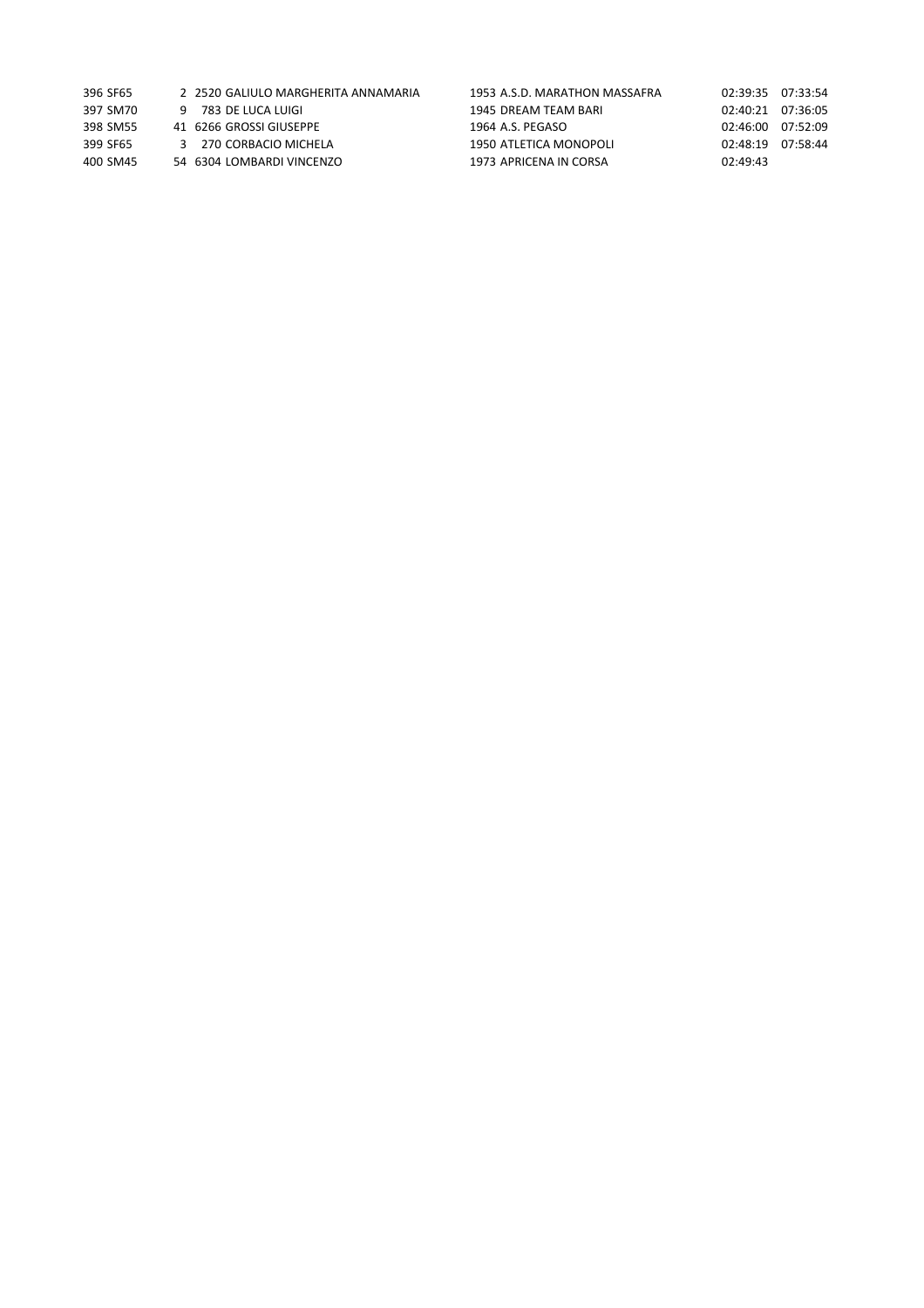| | | | | | | | | |
|---|---|---|---|---|---|---|---|---|
| 396 | SF65 | 2 | 2520 | GALIULO MARGHERITA ANNAMARIA | 1953 | A.S.D. MARATHON MASSAFRA | 02:39:35 | 07:33:54 |
| 397 | SM70 | 9 | 783 | DE LUCA LUIGI | 1945 | DREAM TEAM BARI | 02:40:21 | 07:36:05 |
| 398 | SM55 | 41 | 6266 | GROSSI GIUSEPPE | 1964 | A.S. PEGASO | 02:46:00 | 07:52:09 |
| 399 | SF65 | 3 | 270 | CORBACIO MICHELA | 1950 | ATLETICA MONOPOLI | 02:48:19 | 07:58:44 |
| 400 | SM45 | 54 | 6304 | LOMBARDI VINCENZO | 1973 | APRICENA IN CORSA | 02:49:43 | |